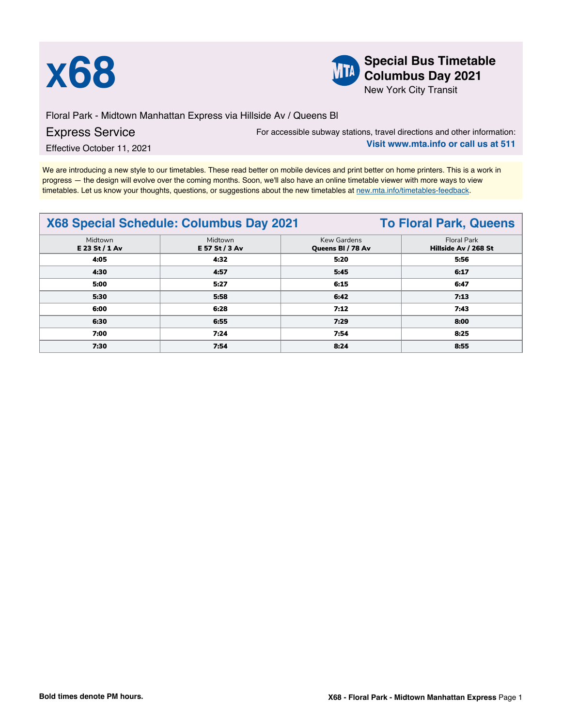# x68

**Special Bus Timetable Columbus Day 2021**

New York City Transit

Floral Park - Midtown Manhattan Express via Hillside Av / Queens Bl

Express Service

Effective October 11, 2021

For accessible subway stations, travel directions and other information:

**Visit www.mta.info or call us at 511**

We are introducing a new style to our timetables. These read better on mobile devices and print better on home printers. This is a work in progress — the design will evolve over the coming months. Soon, we'll also have an online timetable viewer with more ways to view timetables. Let us know your thoughts, questions, or suggestions about the new timetables at new.mta.info/timetables-feedback.

## X68 Special Schedule: Columbus Day 2021 — To Floral Park, Queens

| Midtown **E 23 St / 1 Av** | Midtown **E 57 St / 3 Av** | Kew Gardens **Queens Bl / 78 Av** | Floral Park **Hillside Av / 268 St** |
|---|---|---|---|
| **4:05** | **4:32** | **5:20** | **5:56** |
| **4:30** | **4:57** | **5:45** | **6:17** |
| **5:00** | **5:27** | **6:15** | **6:47** |
| **5:30** | **5:58** | **6:42** | **7:13** |
| **6:00** | **6:28** | **7:12** | **7:43** |
| **6:30** | **6:55** | **7:29** | **8:00** |
| **7:00** | **7:24** | **7:54** | **8:25** |
| **7:30** | **7:54** | **8:24** | **8:55** |

**Bold times denote PM hours.**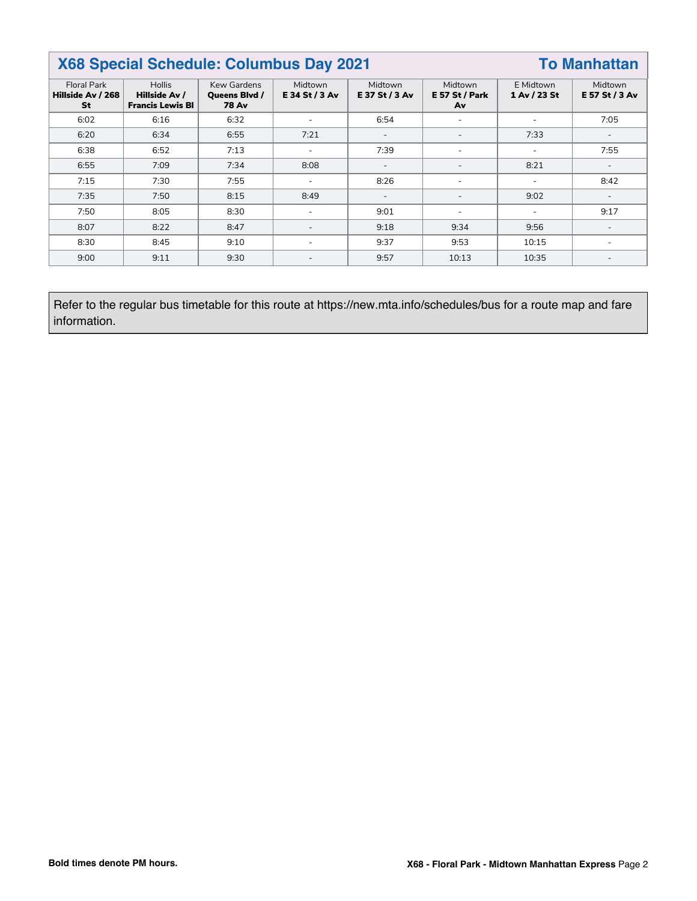## X68 Special Schedule: Columbus Day 2021 — To Manhattan

| Floral Park **Hillside Av / 268 St** | Hollis **Hillside Av / Francis Lewis Bl** | Kew Gardens **Queens Blvd / 78 Av** | Midtown **E 34 St / 3 Av** | Midtown **E 37 St / 3 Av** | Midtown **E 57 St / Park Av** | E Midtown **1 Av / 23 St** | Midtown **E 57 St / 3 Av** |
|---|---|---|---|---|---|---|---|
| 6:02 | 6:16 | 6:32 | - | 6:54 | - | - | 7:05 |
| 6:20 | 6:34 | 6:55 | 7:21 | - | - | 7:33 | - |
| 6:38 | 6:52 | 7:13 | - | 7:39 | - | - | 7:55 |
| 6:55 | 7:09 | 7:34 | 8:08 | - | - | 8:21 | - |
| 7:15 | 7:30 | 7:55 | - | 8:26 | - | - | 8:42 |
| 7:35 | 7:50 | 8:15 | 8:49 | - | - | 9:02 | - |
| 7:50 | 8:05 | 8:30 | - | 9:01 | - | - | 9:17 |
| 8:07 | 8:22 | 8:47 | - | 9:18 | 9:34 | 9:56 | - |
| 8:30 | 8:45 | 9:10 | - | 9:37 | 9:53 | 10:15 | - |
| 9:00 | 9:11 | 9:30 | - | 9:57 | 10:13 | 10:35 | - |

Refer to the regular bus timetable for this route at https://new.mta.info/schedules/bus for a route map and fare information.

**Bold times denote PM hours.**